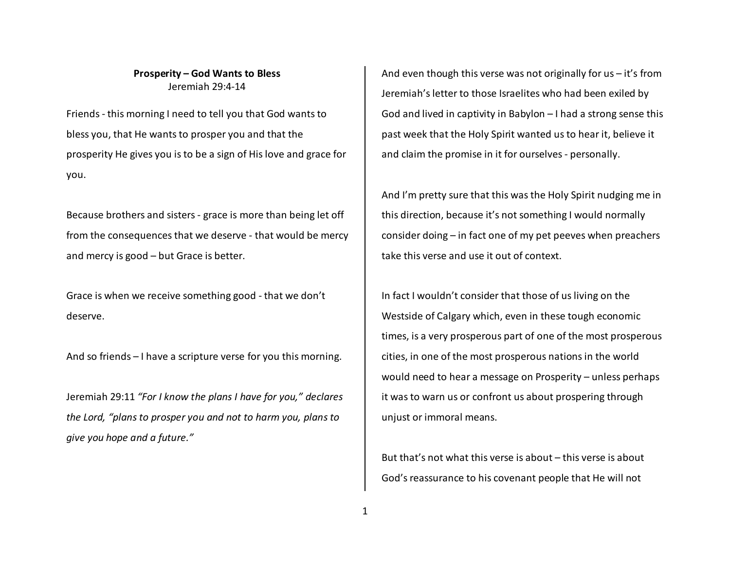**Prosperity – God Wants to Bless**
Jeremiah 29:4-14

Friends - this morning I need to tell you that God wants to bless you, that He wants to prosper you and that the prosperity He gives you is to be a sign of His love and grace for you.

Because brothers and sisters - grace is more than being let off from the consequences that we deserve - that would be mercy and mercy is good – but Grace is better.

Grace is when we receive something good - that we don't deserve.

And so friends – I have a scripture verse for you this morning.

Jeremiah 29:11 *"For I know the plans I have for you," declares the Lord, "plans to prosper you and not to harm you, plans to give you hope and a future."*

And even though this verse was not originally for us – it's from Jeremiah's letter to those Israelites who had been exiled by God and lived in captivity in Babylon – I had a strong sense this past week that the Holy Spirit wanted us to hear it, believe it and claim the promise in it for ourselves - personally.

And I'm pretty sure that this was the Holy Spirit nudging me in this direction, because it's not something I would normally consider doing – in fact one of my pet peeves when preachers take this verse and use it out of context.

In fact I wouldn't consider that those of us living on the Westside of Calgary which, even in these tough economic times, is a very prosperous part of one of the most prosperous cities, in one of the most prosperous nations in the world would need to hear a message on Prosperity – unless perhaps it was to warn us or confront us about prospering through unjust or immoral means.

But that's not what this verse is about – this verse is about God's reassurance to his covenant people that He will not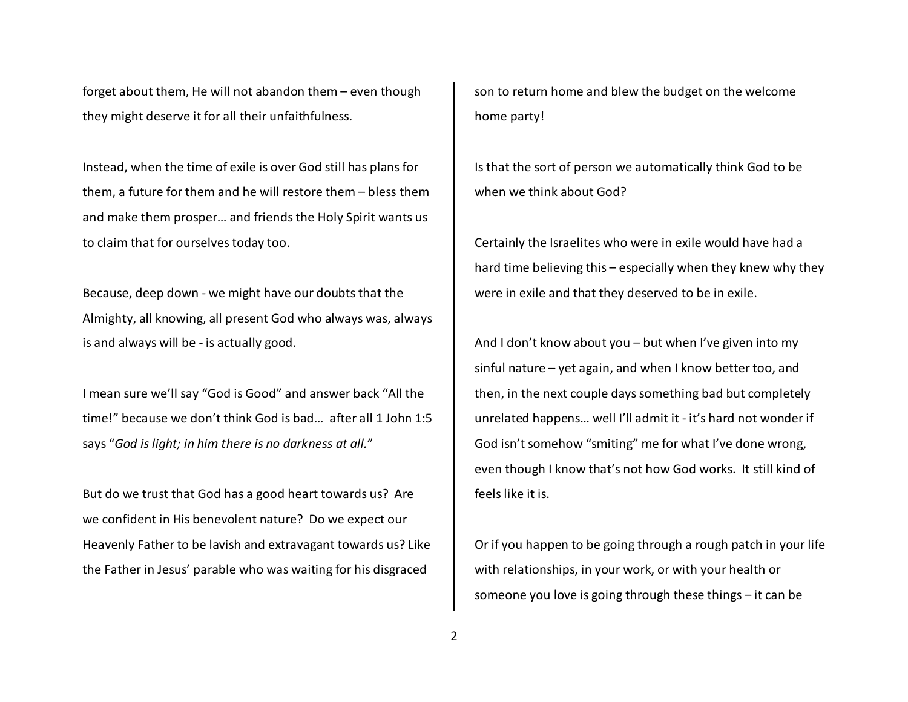forget about them, He will not abandon them – even though they might deserve it for all their unfaithfulness.

Instead, when the time of exile is over God still has plans for them, a future for them and he will restore them – bless them and make them prosper… and friends the Holy Spirit wants us to claim that for ourselves today too.

Because, deep down - we might have our doubts that the Almighty, all knowing, all present God who always was, always is and always will be - is actually good.

I mean sure we'll say "God is Good" and answer back "All the time!" because we don't think God is bad… after all 1 John 1:5 says "*God is light; in him there is no darkness at all.*"

But do we trust that God has a good heart towards us? Are we confident in His benevolent nature? Do we expect our Heavenly Father to be lavish and extravagant towards us? Like the Father in Jesus' parable who was waiting for his disgraced son to return home and blew the budget on the welcome home party!

Is that the sort of person we automatically think God to be when we think about God?

Certainly the Israelites who were in exile would have had a hard time believing this – especially when they knew why they were in exile and that they deserved to be in exile.

And I don't know about you – but when I've given into my sinful nature – yet again, and when I know better too, and then, in the next couple days something bad but completely unrelated happens… well I'll admit it - it's hard not wonder if God isn't somehow "smiting" me for what I've done wrong, even though I know that's not how God works. It still kind of feels like it is.

Or if you happen to be going through a rough patch in your life with relationships, in your work, or with your health or someone you love is going through these things – it can be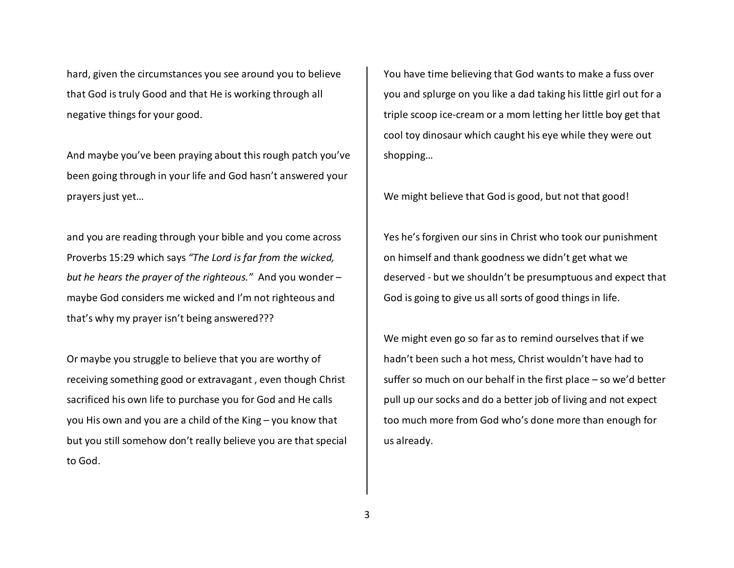hard, given the circumstances you see around you to believe that God is truly Good and that He is working through all negative things for your good.

And maybe you've been praying about this rough patch you've been going through in your life and God hasn't answered your prayers just yet…

and you are reading through your bible and you come across Proverbs 15:29 which says *"The Lord is far from the wicked, but he hears the prayer of the righteous."* And you wonder – maybe God considers me wicked and I'm not righteous and that's why my prayer isn't being answered???

Or maybe you struggle to believe that you are worthy of receiving something good or extravagant , even though Christ sacrificed his own life to purchase you for God and He calls you His own and you are a child of the King – you know that but you still somehow don't really believe you are that special to God.

You have time believing that God wants to make a fuss over you and splurge on you like a dad taking his little girl out for a triple scoop ice-cream or a mom letting her little boy get that cool toy dinosaur which caught his eye while they were out shopping…

We might believe that God is good, but not that good!

Yes he's forgiven our sins in Christ who took our punishment on himself and thank goodness we didn't get what we deserved - but we shouldn't be presumptuous and expect that God is going to give us all sorts of good things in life.

We might even go so far as to remind ourselves that if we hadn't been such a hot mess, Christ wouldn't have had to suffer so much on our behalf in the first place – so we'd better pull up our socks and do a better job of living and not expect too much more from God who's done more than enough for us already.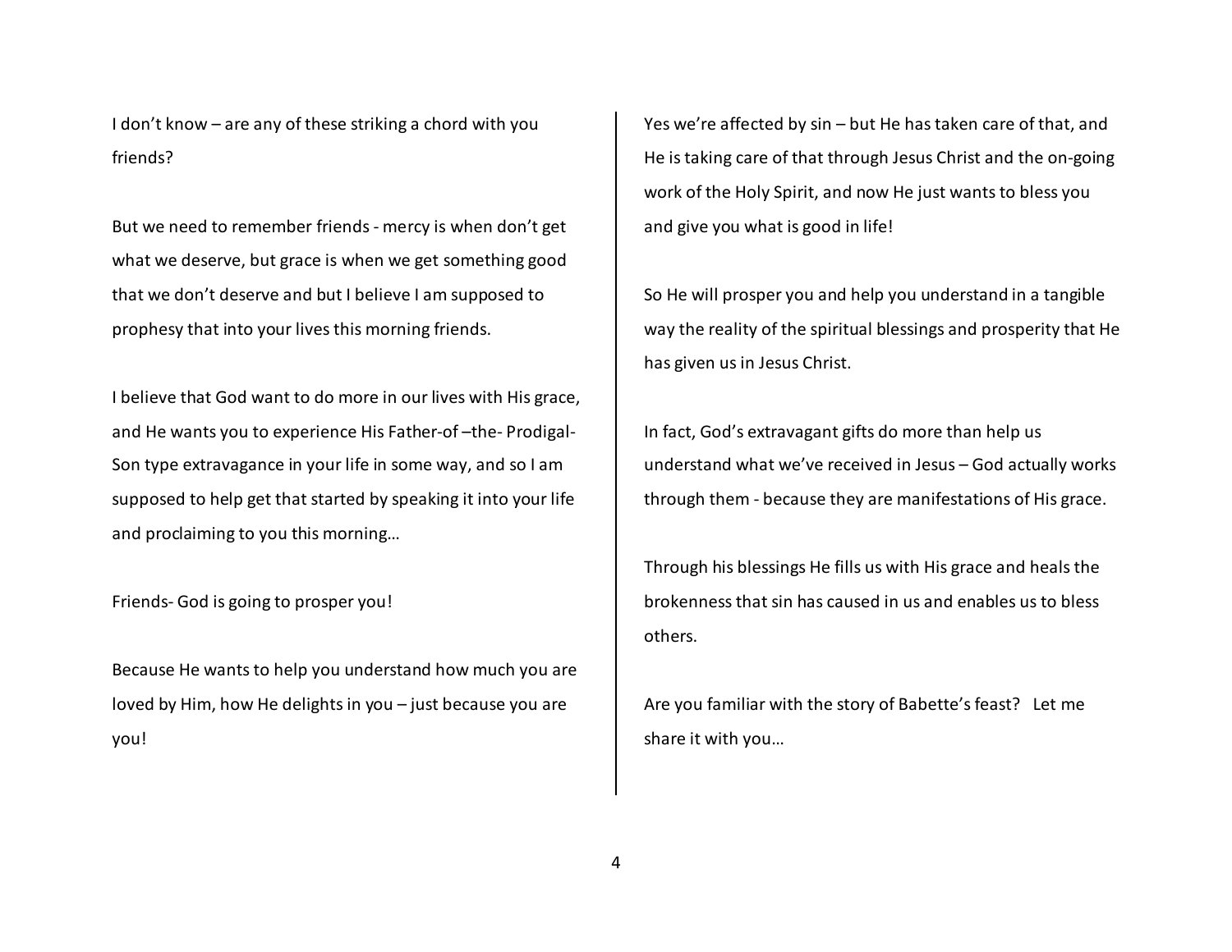I don't know – are any of these striking a chord with you friends?

But we need to remember friends - mercy is when don't get what we deserve, but grace is when we get something good that we don't deserve and but I believe I am supposed to prophesy that into your lives this morning friends.

I believe that God want to do more in our lives with His grace, and He wants you to experience His Father-of –the- Prodigal-Son type extravagance in your life in some way, and so I am supposed to help get that started by speaking it into your life and proclaiming to you this morning…

Friends- God is going to prosper you!

Because He wants to help you understand how much you are loved by Him, how He delights in you – just because you are you!

Yes we're affected by sin – but He has taken care of that, and He is taking care of that through Jesus Christ and the on-going work of the Holy Spirit, and now He just wants to bless you and give you what is good in life!

So He will prosper you and help you understand in a tangible way the reality of the spiritual blessings and prosperity that He has given us in Jesus Christ.

In fact, God's extravagant gifts do more than help us understand what we've received in Jesus – God actually works through them - because they are manifestations of His grace.

Through his blessings He fills us with His grace and heals the brokenness that sin has caused in us and enables us to bless others.

Are you familiar with the story of Babette's feast? Let me share it with you…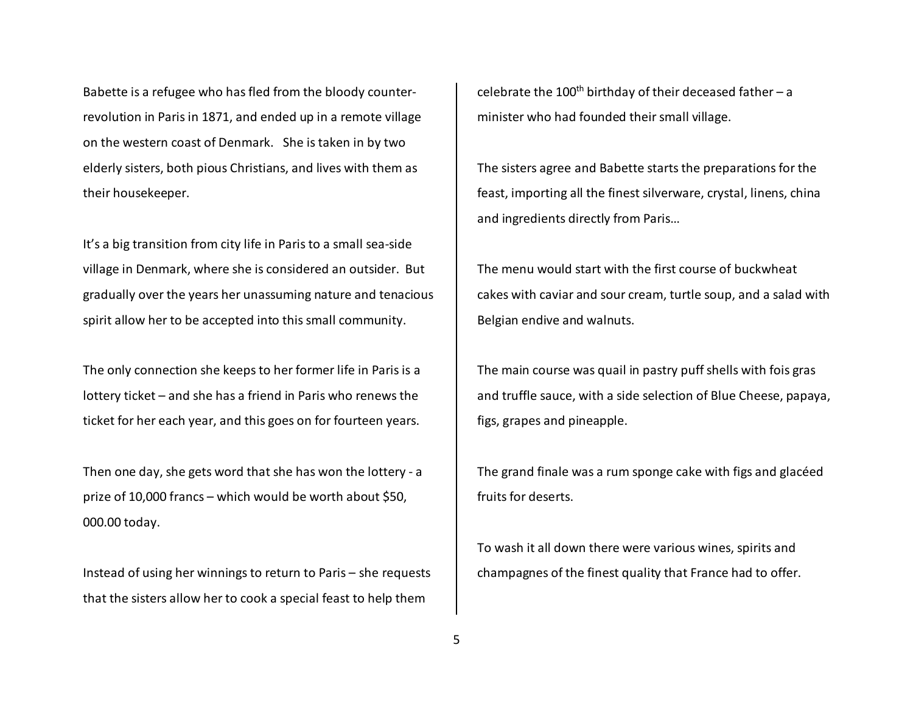Babette is a refugee who has fled from the bloody counter-revolution in Paris in 1871, and ended up in a remote village on the western coast of Denmark. She is taken in by two elderly sisters, both pious Christians, and lives with them as their housekeeper.

It's a big transition from city life in Paris to a small sea-side village in Denmark, where she is considered an outsider. But gradually over the years her unassuming nature and tenacious spirit allow her to be accepted into this small community.

The only connection she keeps to her former life in Paris is a lottery ticket – and she has a friend in Paris who renews the ticket for her each year, and this goes on for fourteen years.

Then one day, she gets word that she has won the lottery - a prize of 10,000 francs – which would be worth about $50, 000.00 today.

Instead of using her winnings to return to Paris – she requests that the sisters allow her to cook a special feast to help them celebrate the 100th birthday of their deceased father – a minister who had founded their small village.

The sisters agree and Babette starts the preparations for the feast, importing all the finest silverware, crystal, linens, china and ingredients directly from Paris…

The menu would start with the first course of buckwheat cakes with caviar and sour cream, turtle soup, and a salad with Belgian endive and walnuts.

The main course was quail in pastry puff shells with fois gras and truffle sauce, with a side selection of Blue Cheese, papaya, figs, grapes and pineapple.

The grand finale was a rum sponge cake with figs and glacéed fruits for deserts.

To wash it all down there were various wines, spirits and champagnes of the finest quality that France had to offer.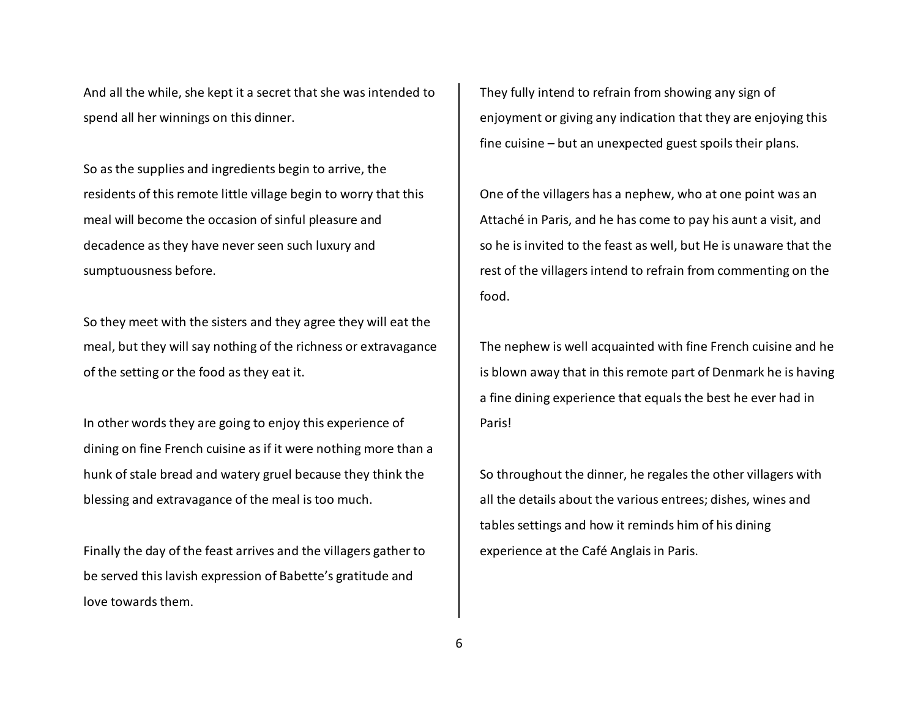And all the while, she kept it a secret that she was intended to spend all her winnings on this dinner.

So as the supplies and ingredients begin to arrive, the residents of this remote little village begin to worry that this meal will become the occasion of sinful pleasure and decadence as they have never seen such luxury and sumptuousness before.

So they meet with the sisters and they agree they will eat the meal, but they will say nothing of the richness or extravagance of the setting or the food as they eat it.

In other words they are going to enjoy this experience of dining on fine French cuisine as if it were nothing more than a hunk of stale bread and watery gruel because they think the blessing and extravagance of the meal is too much.

Finally the day of the feast arrives and the villagers gather to be served this lavish expression of Babette's gratitude and love towards them.

They fully intend to refrain from showing any sign of enjoyment or giving any indication that they are enjoying this fine cuisine – but an unexpected guest spoils their plans.

One of the villagers has a nephew, who at one point was an Attaché in Paris, and he has come to pay his aunt a visit, and so he is invited to the feast as well, but He is unaware that the rest of the villagers intend to refrain from commenting on the food.

The nephew is well acquainted with fine French cuisine and he is blown away that in this remote part of Denmark he is having a fine dining experience that equals the best he ever had in Paris!

So throughout the dinner, he regales the other villagers with all the details about the various entrees; dishes, wines and tables settings and how it reminds him of his dining experience at the Café Anglais in Paris.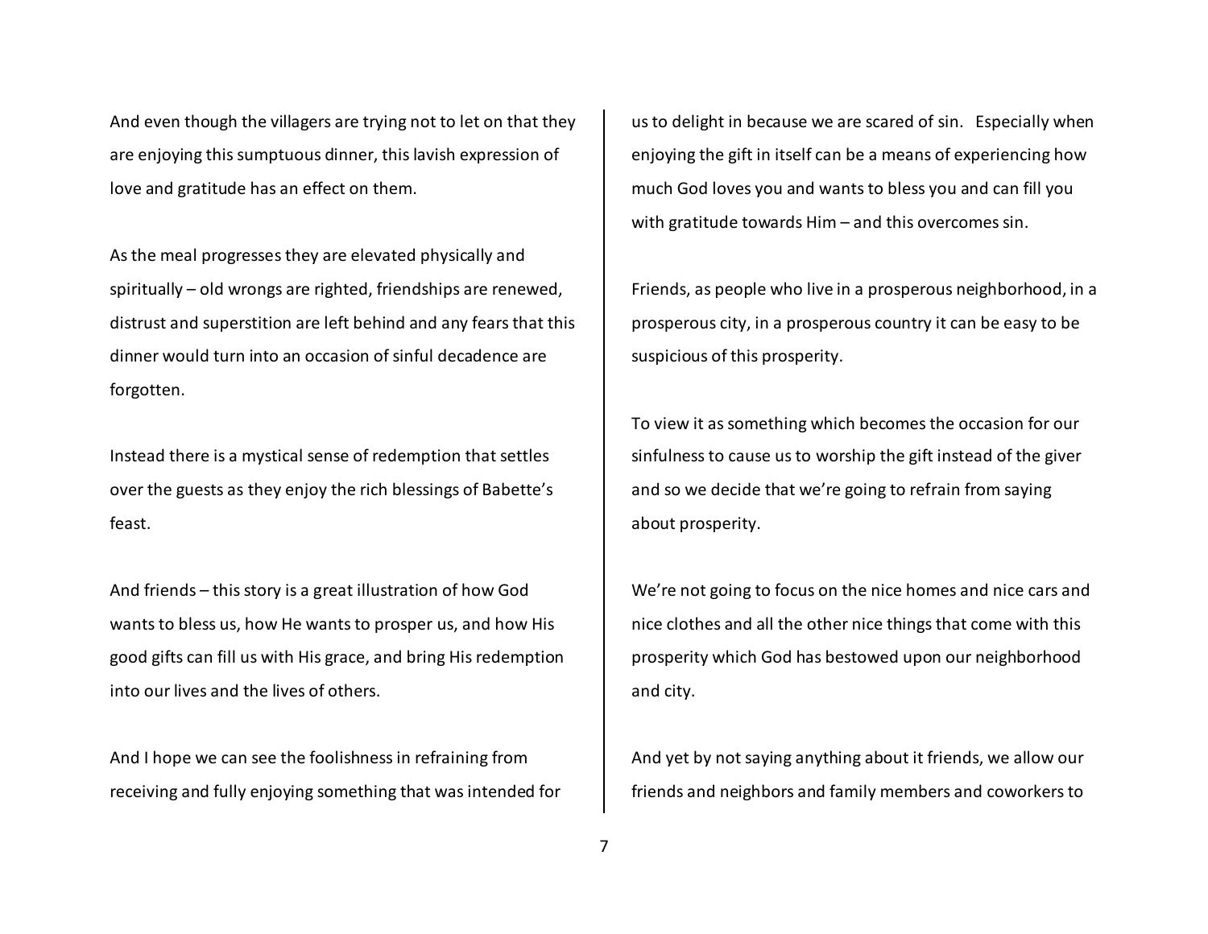And even though the villagers are trying not to let on that they are enjoying this sumptuous dinner, this lavish expression of love and gratitude has an effect on them.

As the meal progresses they are elevated physically and spiritually – old wrongs are righted, friendships are renewed, distrust and superstition are left behind and any fears that this dinner would turn into an occasion of sinful decadence are forgotten.

Instead there is a mystical sense of redemption that settles over the guests as they enjoy the rich blessings of Babette's feast.

And friends – this story is a great illustration of how God wants to bless us, how He wants to prosper us, and how His good gifts can fill us with His grace, and bring His redemption into our lives and the lives of others.

And I hope we can see the foolishness in refraining from receiving and fully enjoying something that was intended for us to delight in because we are scared of sin. Especially when enjoying the gift in itself can be a means of experiencing how much God loves you and wants to bless you and can fill you with gratitude towards Him – and this overcomes sin.

Friends, as people who live in a prosperous neighborhood, in a prosperous city, in a prosperous country it can be easy to be suspicious of this prosperity.

To view it as something which becomes the occasion for our sinfulness to cause us to worship the gift instead of the giver and so we decide that we're going to refrain from saying about prosperity.

We're not going to focus on the nice homes and nice cars and nice clothes and all the other nice things that come with this prosperity which God has bestowed upon our neighborhood and city.

And yet by not saying anything about it friends, we allow our friends and neighbors and family members and coworkers to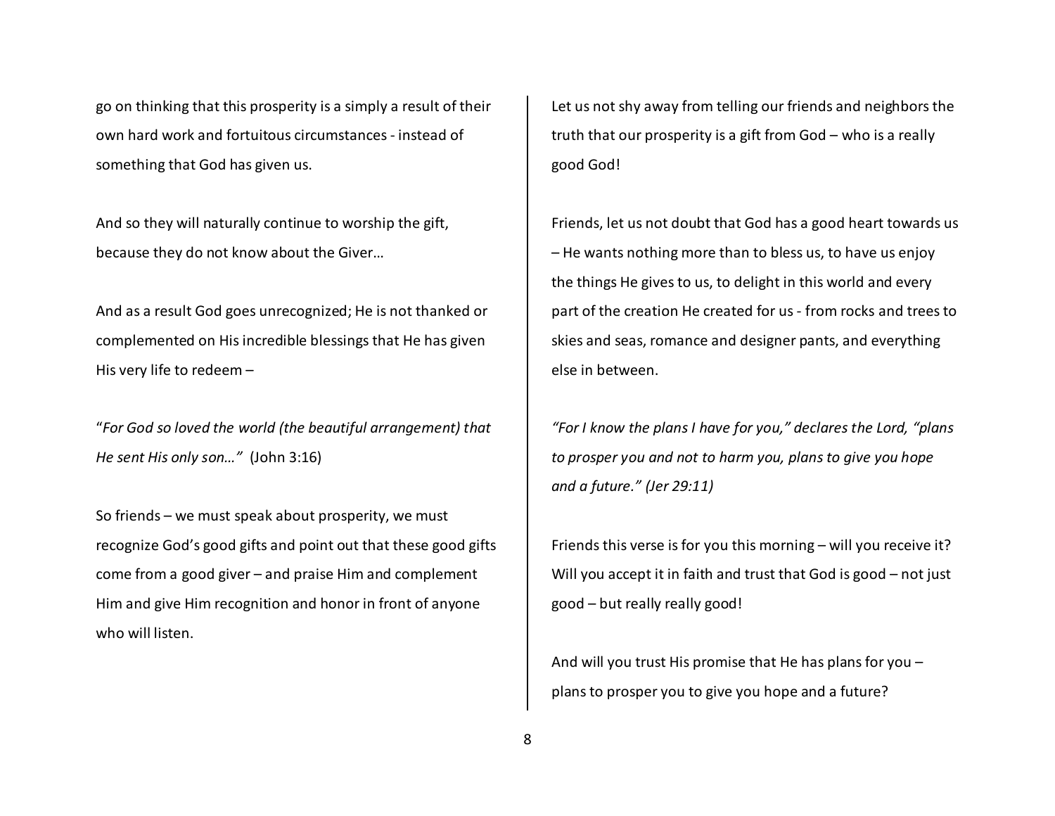go on thinking that this prosperity is a simply a result of their own hard work and fortuitous circumstances - instead of something that God has given us.

And so they will naturally continue to worship the gift, because they do not know about the Giver…

And as a result God goes unrecognized; He is not thanked or complemented on His incredible blessings that He has given His very life to redeem –

"*For God so loved the world (the beautiful arrangement) that He sent His only son…"* (John 3:16)

So friends – we must speak about prosperity, we must recognize God's good gifts and point out that these good gifts come from a good giver – and praise Him and complement Him and give Him recognition and honor in front of anyone who will listen.

Let us not shy away from telling our friends and neighbors the truth that our prosperity is a gift from God – who is a really good God!

Friends, let us not doubt that God has a good heart towards us – He wants nothing more than to bless us, to have us enjoy the things He gives to us, to delight in this world and every part of the creation He created for us - from rocks and trees to skies and seas, romance and designer pants, and everything else in between.

*"For I know the plans I have for you," declares the Lord, "plans to prosper you and not to harm you, plans to give you hope and a future." (Jer 29:11)*

Friends this verse is for you this morning – will you receive it? Will you accept it in faith and trust that God is good – not just good – but really really good!

And will you trust His promise that He has plans for you – plans to prosper you to give you hope and a future?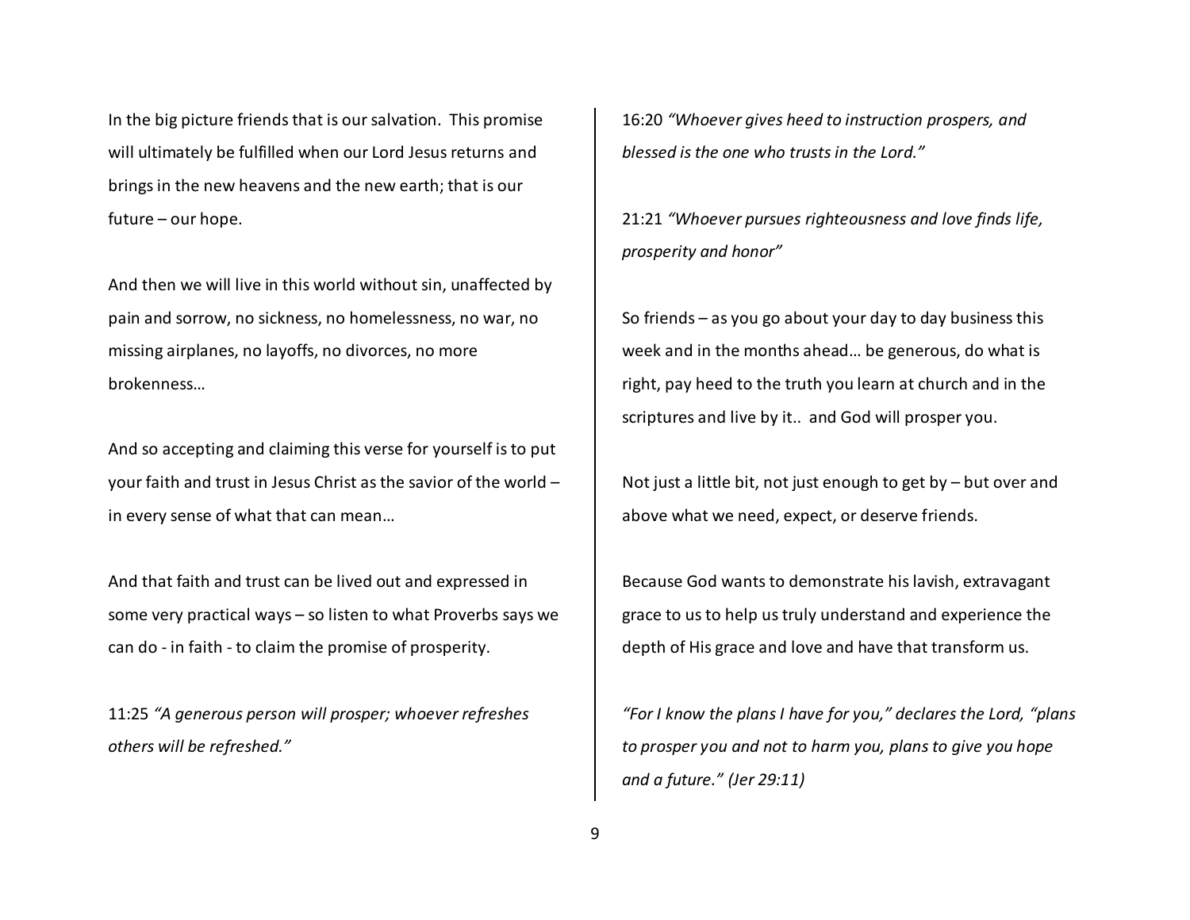In the big picture friends that is our salvation. This promise will ultimately be fulfilled when our Lord Jesus returns and brings in the new heavens and the new earth; that is our future – our hope.

And then we will live in this world without sin, unaffected by pain and sorrow, no sickness, no homelessness, no war, no missing airplanes, no layoffs, no divorces, no more brokenness…

And so accepting and claiming this verse for yourself is to put your faith and trust in Jesus Christ as the savior of the world – in every sense of what that can mean…

And that faith and trust can be lived out and expressed in some very practical ways – so listen to what Proverbs says we can do - in faith - to claim the promise of prosperity.

11:25 *"A generous person will prosper; whoever refreshes others will be refreshed."*

16:20 *"Whoever gives heed to instruction prospers, and blessed is the one who trusts in the Lord."*

21:21 *"Whoever pursues righteousness and love finds life, prosperity and honor"*

So friends – as you go about your day to day business this week and in the months ahead… be generous, do what is right, pay heed to the truth you learn at church and in the scriptures and live by it.. and God will prosper you.

Not just a little bit, not just enough to get by – but over and above what we need, expect, or deserve friends.

Because God wants to demonstrate his lavish, extravagant grace to us to help us truly understand and experience the depth of His grace and love and have that transform us.

*"For I know the plans I have for you," declares the Lord, "plans to prosper you and not to harm you, plans to give you hope and a future." (Jer 29:11)*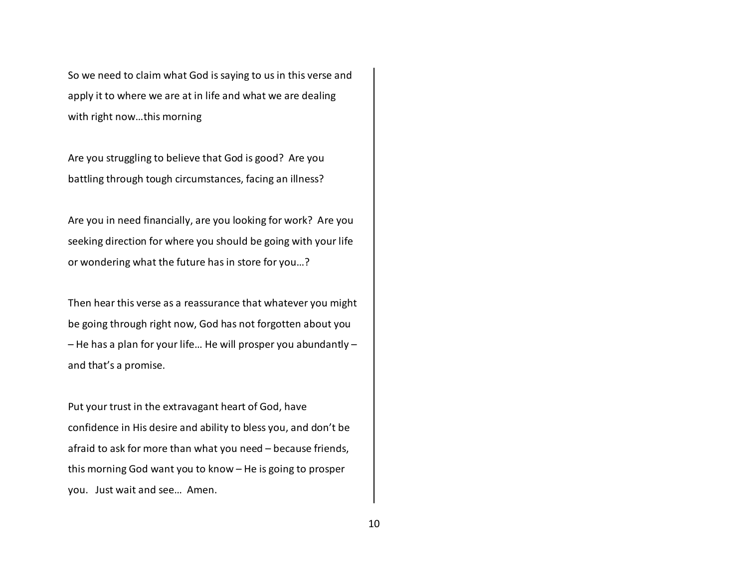So we need to claim what God is saying to us in this verse and apply it to where we are at in life and what we are dealing with right now…this morning

Are you struggling to believe that God is good? Are you battling through tough circumstances, facing an illness?

Are you in need financially, are you looking for work? Are you seeking direction for where you should be going with your life or wondering what the future has in store for you…?

Then hear this verse as a reassurance that whatever you might be going through right now, God has not forgotten about you – He has a plan for your life… He will prosper you abundantly – and that's a promise.

Put your trust in the extravagant heart of God, have confidence in His desire and ability to bless you, and don't be afraid to ask for more than what you need – because friends, this morning God want you to know – He is going to prosper you. Just wait and see… Amen.